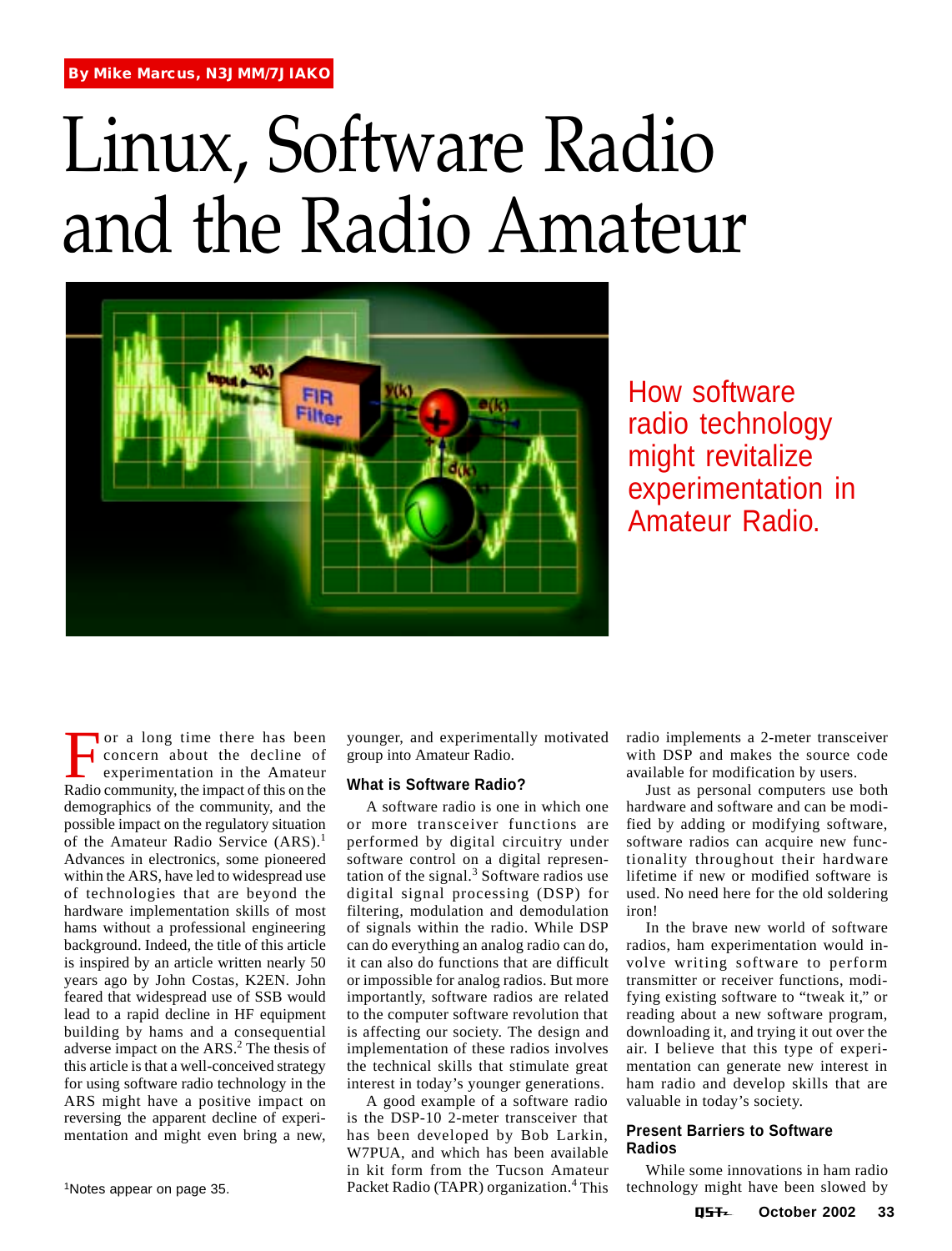By Mike Marcus, N3JMM/7J1AKO

# Linux, Software Radio and the Radio Amateur

How software radio technology might revitalize experimentation in Amateur Radio.

For a long time there has been concern about the decline of experimentation in the Amateur Radio community, the impact of this on the demographics of the community, and the possible impact on the regulatory situation of the Amateur Radio Service (ARS).[1] Advances in electronics, some pioneered within the ARS, have led to widespread use of technologies that are beyond the hardware implementation skills of most hams without a professional engineering background. Indeed, the title of this article is inspired by an article written nearly 50 years ago by John Costas, K2EN. John feared that widespread use of SSB would lead to a rapid decline in HF equipment building by hams and a consequential adverse impact on the ARS.[2] The thesis of this article is that a well-conceived strategy for using software radio technology in the ARS might have a positive impact on reversing the apparent decline of experimentation and might even bring a new, younger, and experimentally motivated group into Amateur Radio.

[1]Notes appear on page 35.

## What is Software Radio?

A software radio is one in which one or more transceiver functions are performed by digital circuitry under software control on a digital representation of the signal.[3] Software radios use digital signal processing (DSP) for filtering, modulation and demodulation of signals within the radio. While DSP can do everything an analog radio can do, it can also do functions that are difficult or impossible for analog radios. But more importantly, software radios are related to the computer software revolution that is affecting our society. The design and implementation of these radios involves the technical skills that stimulate great interest in today's younger generations.

A good example of a software radio is the DSP-10 2-meter transceiver that has been developed by Bob Larkin, W7PUA, and which has been available in kit form from the Tucson Amateur Packet Radio (TAPR) organization.[4] This radio implements a 2-meter transceiver with DSP and makes the source code available for modification by users.

Just as personal computers use both hardware and software and can be modified by adding or modifying software, software radios can acquire new functionality throughout their hardware lifetime if new or modified software is used. No need here for the old soldering iron!

In the brave new world of software radios, ham experimentation would involve writing software to perform transmitter or receiver functions, modifying existing software to "tweak it," or reading about a new software program, downloading it, and trying it out over the air. I believe that this type of experimentation can generate new interest in ham radio and develop skills that are valuable in today's society.

## Present Barriers to Software Radios

While some innovations in ham radio technology might have been slowed by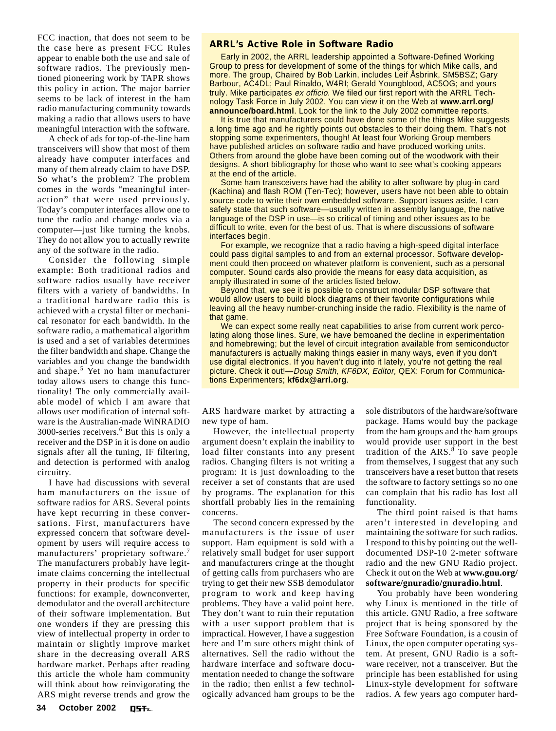FCC inaction, that does not seem to be the case here as present FCC Rules appear to enable both the use and sale of software radios. The previously mentioned pioneering work by TAPR shows this policy in action. The major barrier seems to be lack of interest in the ham radio manufacturing community towards making a radio that allows users to have meaningful interaction with the software.

A check of ads for top-of-the-line ham transceivers will show that most of them already have computer interfaces and many of them already claim to have DSP. So what's the problem? The problem comes in the words "meaningful interaction" that were used previously. Today's computer interfaces allow one to tune the radio and change modes via a computer—just like turning the knobs. They do not allow you to actually rewrite any of the software in the radio.

Consider the following simple example: Both traditional radios and software radios usually have receiver filters with a variety of bandwidths. In a traditional hardware radio this is achieved with a crystal filter or mechanical resonator for each bandwidth. In the software radio, a mathematical algorithm is used and a set of variables determines the filter bandwidth and shape. Change the variables and you change the bandwidth and shape.[5] Yet no ham manufacturer today allows users to change this functionality! The only commercially available model of which I am aware that allows user modification of internal software is the Australian-made WiNRADIO 3000-series receivers.[6] But this is only a receiver and the DSP in it is done on audio signals after all the tuning, IF filtering, and detection is performed with analog circuitry.

I have had discussions with several ham manufacturers on the issue of software radios for ARS. Several points have kept recurring in these conversations. First, manufacturers have expressed concern that software development by users will require access to manufacturers' proprietary software.[7] The manufacturers probably have legitimate claims concerning the intellectual property in their products for specific functions: for example, downconverter, demodulator and the overall architecture of their software implementation. But one wonders if they are pressing this view of intellectual property in order to maintain or slightly improve market share in the decreasing overall ARS hardware market. Perhaps after reading this article the whole ham community will think about how reinvigorating the ARS might reverse trends and grow the ARS hardware market by attracting a new type of ham.

However, the intellectual property argument doesn't explain the inability to load filter constants into any present radios. Changing filters is not writing a program: It is just downloading to the receiver a set of constants that are used by programs. The explanation for this shortfall probably lies in the remaining concerns.

The second concern expressed by the manufacturers is the issue of user support. Ham equipment is sold with a relatively small budget for user support and manufacturers cringe at the thought of getting calls from purchasers who are trying to get their new SSB demodulator program to work and keep having problems. They have a valid point here. They don't want to ruin their reputation with a user support problem that is impractical. However, I have a suggestion here and I'm sure others might think of alternatives. Sell the radio without the hardware interface and software documentation needed to change the software in the radio; then enlist a few technologically advanced ham groups to be the sole distributors of the hardware/software package. Hams would buy the package from the ham groups and the ham groups would provide user support in the best tradition of the ARS.[8] To save people from themselves, I suggest that any such transceivers have a reset button that resets the software to factory settings so no one can complain that his radio has lost all functionality.

The third point raised is that hams aren't interested in developing and maintaining the software for such radios. I respond to this by pointing out the well-documented DSP-10 2-meter software radio and the new GNU Radio project. Check it out on the Web at **www.gnu.org/software/gnuradio/gnuradio.html**.

You probably have been wondering why Linux is mentioned in the title of this article. GNU Radio, a free software project that is being sponsored by the Free Software Foundation, is a cousin of Linux, the open computer operating system. At present, GNU Radio is a software receiver, not a transceiver. But the principle has been established for using Linux-style development for software radios. A few years ago computer hard-

### ARRL's Active Role in Software Radio

Early in 2002, the ARRL leadership appointed a Software-Defined Working Group to press for development of some of the things for which Mike calls, and more. The group, Chaired by Bob Larkin, includes Leif Åsbrink, SM5BSZ; Gary Barbour, AC4DL; Paul Rinaldo, W4RI; Gerald Youngblood, AC5OG; and yours truly. Mike participates *ex officio.* We filed our first report with the ARRL Technology Task Force in July 2002. You can view it on the Web at **www.arrl.org/announce/board.html**. Look for the link to the July 2002 committee reports.

It is true that manufacturers could have done some of the things Mike suggests a long time ago and he rightly points out obstacles to their doing them. That's not stopping some experimenters, though! At least four Working Group members have published articles on software radio and have produced working units. Others from around the globe have been coming out of the woodwork with their designs. A short bibliography for those who want to see what's cooking appears at the end of the article.

Some ham transceivers have had the ability to alter software by plug-in card (Kachina) and flash ROM (Ten-Tec); however, users have not been able to obtain source code to write their own embedded software. Support issues aside, I can safely state that such software—usually written in assembly language, the native language of the DSP in use—is so critical of timing and other issues as to be difficult to write, even for the best of us. That is where discussions of software interfaces begin.

For example, we recognize that a radio having a high-speed digital interface could pass digital samples to and from an external processor. Software development could then proceed on whatever platform is convenient, such as a personal computer. Sound cards also provide the means for easy data acquisition, as amply illustrated in some of the articles listed below.

Beyond that, we see it is possible to construct modular DSP software that would allow users to build block diagrams of their favorite configurations while leaving all the heavy number-crunching inside the radio. Flexibility is the name of that game.

We can expect some really neat capabilities to arise from current work percolating along those lines. Sure, we have bemoaned the decline in experimentation and homebrewing; but the level of circuit integration available from semiconductor manufacturers is actually making things easier in many ways, even if you don't use digital electronics. If you haven't dug into it lately, you're not getting the real picture. Check it out!—*Doug Smith, KF6DX, Editor,* QEX: Forum for Communications Experimenters; **kf6dx@arrl.org**.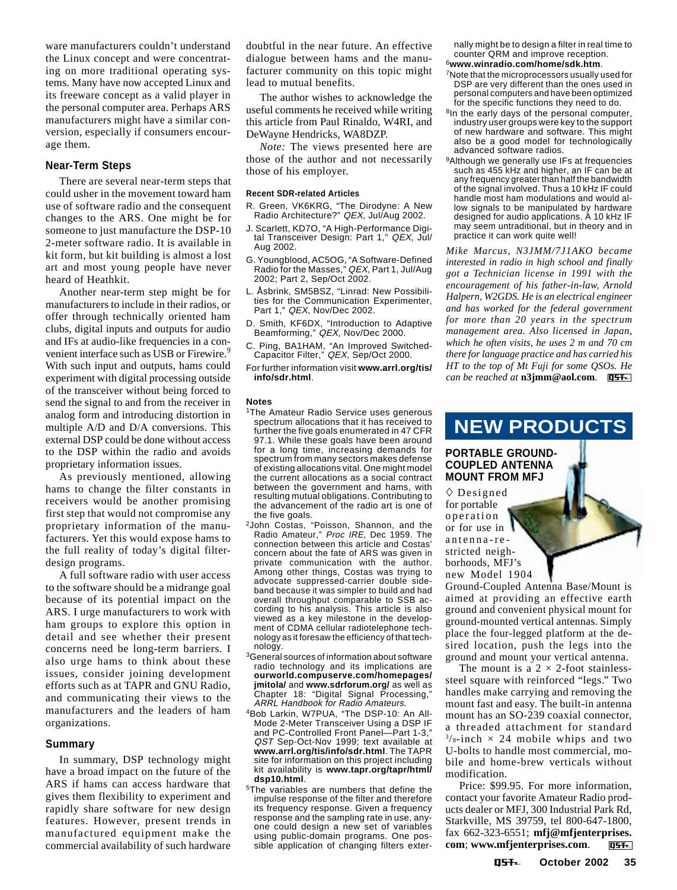ware manufacturers couldn't understand the Linux concept and were concentrating on more traditional operating systems. Many have now accepted Linux and its freeware concept as a valid player in the personal computer area. Perhaps ARS manufacturers might have a similar conversion, especially if consumers encourage them.

### Near-Term Steps

There are several near-term steps that could usher in the movement toward ham use of software radio and the consequent changes to the ARS. One might be for someone to just manufacture the DSP-10 2-meter software radio. It is available in kit form, but kit building is almost a lost art and most young people have never heard of Heathkit.

Another near-term step might be for manufacturers to include in their radios, or offer through technically oriented ham clubs, digital inputs and outputs for audio and IFs at audio-like frequencies in a convenient interface such as USB or Firewire.[9] With such input and outputs, hams could experiment with digital processing outside of the transceiver without being forced to send the signal to and from the receiver in analog form and introducing distortion in multiple A/D and D/A conversions. This external DSP could be done without access to the DSP within the radio and avoids proprietary information issues.

As previously mentioned, allowing hams to change the filter constants in receivers would be another promising first step that would not compromise any proprietary information of the manufacturers. Yet this would expose hams to the full reality of today's digital filter-design programs.

A full software radio with user access to the software should be a midrange goal because of its potential impact on the ARS. I urge manufacturers to work with ham groups to explore this option in detail and see whether their present concerns need be long-term barriers. I also urge hams to think about these issues, consider joining development efforts such as at TAPR and GNU Radio, and communicating their views to the manufacturers and the leaders of ham organizations.

### Summary

In summary, DSP technology might have a broad impact on the future of the ARS if hams can access hardware that gives them flexibility to experiment and rapidly share software for new design features. However, present trends in manufactured equipment make the commercial availability of such hardware doubtful in the near future. An effective dialogue between hams and the manufacturer community on this topic might lead to mutual benefits.

The author wishes to acknowledge the useful comments he received while writing this article from Paul Rinaldo, W4RI, and DeWayne Hendricks, WA8DZP.

*Note:* The views presented here are those of the author and not necessarily those of his employer.

#### Recent SDR-related Articles

R. Green, VK6KRG, "The Dirodyne: A New Radio Architecture?" *QEX*, Jul/Aug 2002.

J. Scarlett, KD7O, "A High-Performance Digital Transceiver Design: Part 1," *QEX*, Jul/Aug 2002.

G. Youngblood, AC5OG, "A Software-Defined Radio for the Masses," *QEX*, Part 1, Jul/Aug 2002; Part 2, Sep/Oct 2002.

L. Åsbrink, SM5BSZ, "Linrad: New Possibilities for the Communication Experimenter, Part 1," *QEX*, Nov/Dec 2002.

D. Smith, KF6DX, "Introduction to Adaptive Beamforming," *QEX*, Nov/Dec 2000.

C. Ping, BA1HAM, "An Improved Switched-Capacitor Filter," *QEX*, Sep/Oct 2000.

For further information visit **www.arrl.org/tis/info/sdr.html**.

#### Notes

[1]The Amateur Radio Service uses generous spectrum allocations that it has received to further the five goals enumerated in 47 CFR 97.1. While these goals have been around for a long time, increasing demands for spectrum from many sectors makes defense of existing allocations vital. One might model the current allocations as a social contract between the government and hams, with resulting mutual obligations. Contributing to the advancement of the radio art is one of the five goals.

[2]John Costas, "Poisson, Shannon, and the Radio Amateur," *Proc IRE*, Dec 1959. The connection between this article and Costas' concern about the fate of ARS was given in private communication with the author. Among other things, Costas was trying to advocate suppressed-carrier double sideband because it was simpler to build and had overall throughput comparable to SSB according to his analysis. This article is also viewed as a key milestone in the development of CDMA cellular radiotelephone technology as it foresaw the efficiency of that technology.

[3]General sources of information about software radio technology and its implications are **ourworld.compuserve.com/homepages/jmitola/** and **www.sdrforum.org/** as well as Chapter 18: "Digital Signal Processing," *ARRL Handbook for Radio Amateurs.*

[4]Bob Larkin, W7PUA, "The DSP-10: An All-Mode 2-Meter Transceiver Using a DSP IF and PC-Controlled Front Panel—Part 1-3," *QST* Sep-Oct-Nov 1999; text available at **www.arrl.org/tis/info/sdr.html**. The TAPR site for information on this project including kit availability is **www.tapr.org/tapr/html/dsp10.html**.

[5]The variables are numbers that define the impulse response of the filter and therefore its frequency response. Given a frequency response and the sampling rate in use, anyone could design a new set of variables using public-domain programs. One possible application of changing filters externally might be to design a filter in real time to counter QRM and improve reception.

[6]**www.winradio.com/home/sdk.htm**.

[7]Note that the microprocessors usually used for DSP are very different than the ones used in personal computers and have been optimized for the specific functions they need to do.

[8]In the early days of the personal computer, industry user groups were key to the support of new hardware and software. This might also be a good model for technologically advanced software radios.

[9]Although we generally use IFs at frequencies such as 455 kHz and higher, an IF can be at any frequency greater than half the bandwidth of the signal involved. Thus a 10 kHz IF could handle most ham modulations and would allow signals to be manipulated by hardware designed for audio applications. A 10 kHz IF may seem untraditional, but in theory and in practice it can work quite well!

*Mike Marcus, N3JMM/7J1AKO became interested in radio in high school and finally got a Technician license in 1991 with the encouragement of his father-in-law, Arnold Halpern, W2GDS. He is an electrical engineer and has worked for the federal government for more than 20 years in the spectrum management area. Also licensed in Japan, which he often visits, he uses 2 m and 70 cm there for language practice and has carried his HT to the top of Mt Fuji for some QSOs. He can be reached at* **n3jmm@aol.com**.

# NEW PRODUCTS

### PORTABLE GROUND-COUPLED ANTENNA MOUNT FROM MFJ

◊ Designed for portable operation or for use in antenna-restricted neighborhoods, MFJ's new Model 1904 Ground-Coupled Antenna Base/Mount is aimed at providing an effective earth ground and convenient physical mount for ground-mounted vertical antennas. Simply place the four-legged platform at the desired location, push the legs into the ground and mount your vertical antenna.

The mount is a 2 × 2-foot stainless-steel square with reinforced "legs." Two handles make carrying and removing the mount fast and easy. The built-in antenna mount has an SO-239 coaxial connector, a threaded attachment for standard $^3/_8$-inch × 24 mobile whips and two U-bolts to handle most commercial, mobile and home-brew verticals without modification.

Price: $99.95. For more information, contact your favorite Amateur Radio products dealer or MFJ, 300 Industrial Park Rd, Starkville, MS 39759, tel 800-647-1800, fax 662-323-6551; **mfj@mfjenterprises.com**; **www.mfjenterprises.com**.